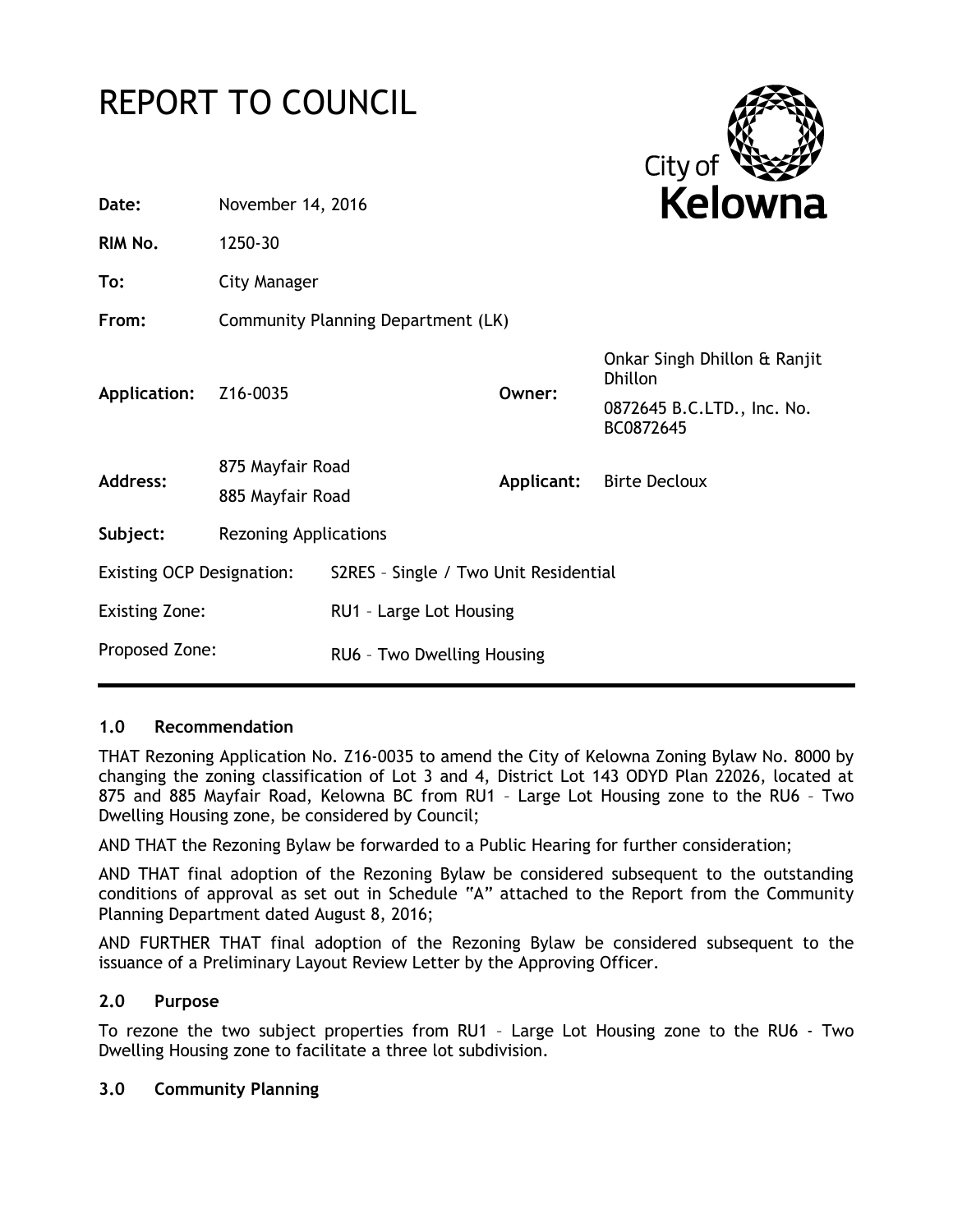# REPORT TO COUNCIL

City of **Kelowna**

| | | | |
|---|---|---|---|
| **Date:** | November 14, 2016 | | |
| **RIM No.** | 1250-30 | | |
| **To:** | City Manager | | |
| **From:** | Community Planning Department (LK) | | |
| **Application:** | Z16-0035 | **Owner:** | Onkar Singh Dhillon & Ranjit Dhillon<br>0872645 B.C.LTD., Inc. No. BC0872645 |
| **Address:** | 875 Mayfair Road<br>885 Mayfair Road | **Applicant:** | Birte Decloux |
| **Subject:** | Rezoning Applications | | |
| Existing OCP Designation: | S2RES – Single / Two Unit Residential | | |
| Existing Zone: | RU1 – Large Lot Housing | | |
| Proposed Zone: | RU6 – Two Dwelling Housing | | |

## 1.0 Recommendation

THAT Rezoning Application No. Z16-0035 to amend the City of Kelowna Zoning Bylaw No. 8000 by changing the zoning classification of Lot 3 and 4, District Lot 143 ODYD Plan 22026, located at 875 and 885 Mayfair Road, Kelowna BC from RU1 – Large Lot Housing zone to the RU6 – Two Dwelling Housing zone, be considered by Council;

AND THAT the Rezoning Bylaw be forwarded to a Public Hearing for further consideration;

AND THAT final adoption of the Rezoning Bylaw be considered subsequent to the outstanding conditions of approval as set out in Schedule "A" attached to the Report from the Community Planning Department dated August 8, 2016;

AND FURTHER THAT final adoption of the Rezoning Bylaw be considered subsequent to the issuance of a Preliminary Layout Review Letter by the Approving Officer.

## 2.0 Purpose

To rezone the two subject properties from RU1 – Large Lot Housing zone to the RU6 - Two Dwelling Housing zone to facilitate a three lot subdivision.

## 3.0 Community Planning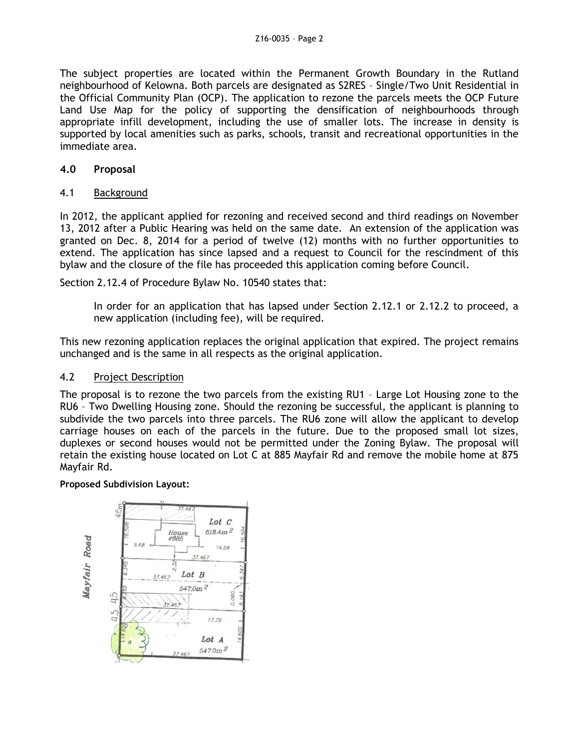The subject properties are located within the Permanent Growth Boundary in the Rutland neighbourhood of Kelowna. Both parcels are designated as S2RES – Single/Two Unit Residential in the Official Community Plan (OCP). The application to rezone the parcels meets the OCP Future Land Use Map for the policy of supporting the densification of neighbourhoods through appropriate infill development, including the use of smaller lots. The increase in density is supported by local amenities such as parks, schools, transit and recreational opportunities in the immediate area.

## 4.0 Proposal

### 4.1 Background

In 2012, the applicant applied for rezoning and received second and third readings on November 13, 2012 after a Public Hearing was held on the same date. An extension of the application was granted on Dec. 8, 2014 for a period of twelve (12) months with no further opportunities to extend. The application has since lapsed and a request to Council for the rescindment of this bylaw and the closure of the file has proceeded this application coming before Council.

Section 2.12.4 of Procedure Bylaw No. 10540 states that:

> In order for an application that has lapsed under Section 2.12.1 or 2.12.2 to proceed, a new application (including fee), will be required.

This new rezoning application replaces the original application that expired. The project remains unchanged and is the same in all respects as the original application.

### 4.2 Project Description

The proposal is to rezone the two parcels from the existing RU1 – Large Lot Housing zone to the RU6 – Two Dwelling Housing zone. Should the rezoning be successful, the applicant is planning to subdivide the two parcels into three parcels. The RU6 zone will allow the applicant to develop carriage houses on each of the parcels in the future. Due to the proposed small lot sizes, duplexes or second houses would not be permitted under the Zoning Bylaw. The proposal will retain the existing house located on Lot C at 885 Mayfair Rd and remove the mobile home at 875 Mayfair Rd.

**Proposed Subdivision Layout:**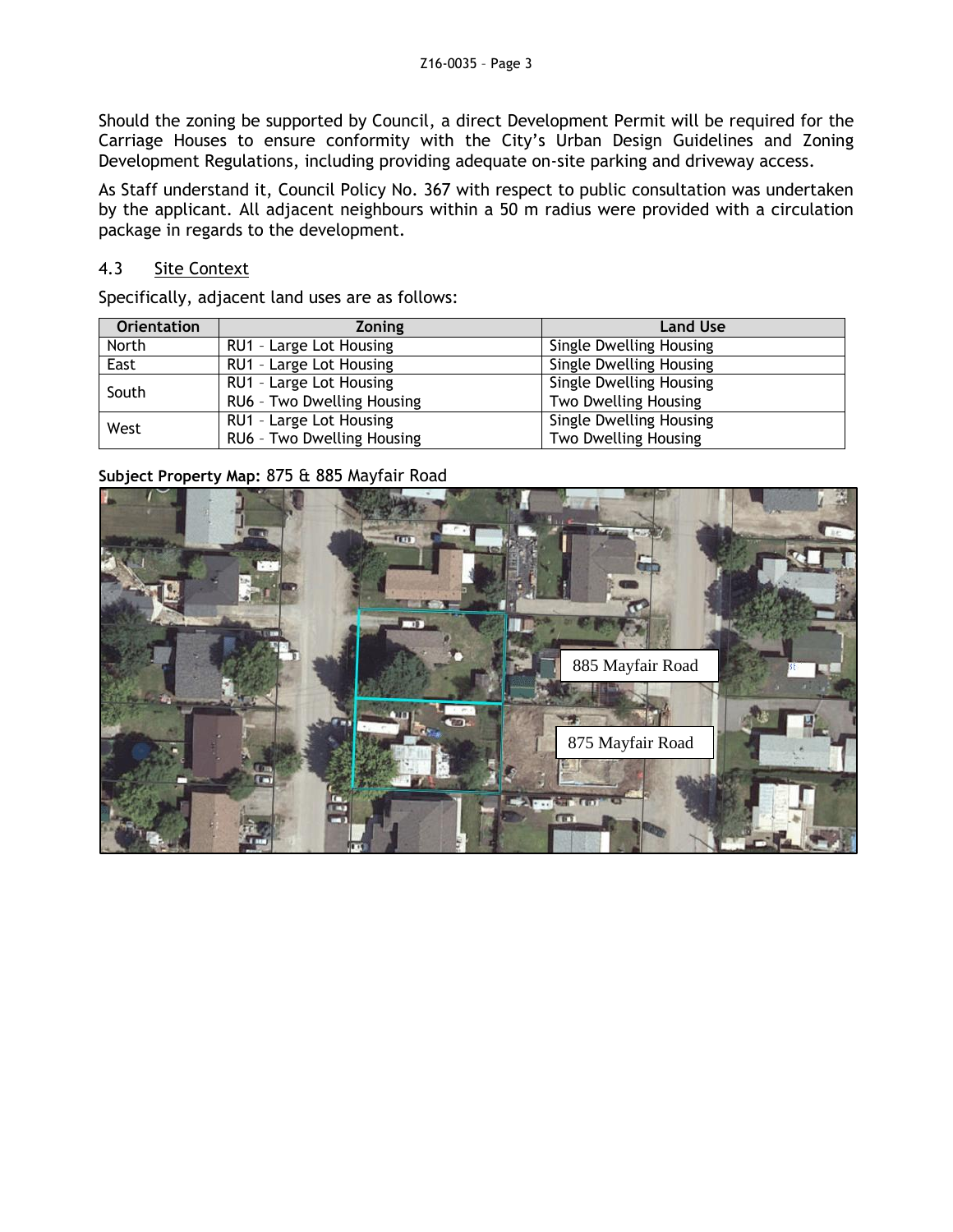Should the zoning be supported by Council, a direct Development Permit will be required for the Carriage Houses to ensure conformity with the City's Urban Design Guidelines and Zoning Development Regulations, including providing adequate on-site parking and driveway access.

As Staff understand it, Council Policy No. 367 with respect to public consultation was undertaken by the applicant. All adjacent neighbours within a 50 m radius were provided with a circulation package in regards to the development.

## 4.3 Site Context

Specifically, adjacent land uses are as follows:

| Orientation | Zoning | Land Use |
|---|---|---|
| North | RU1 – Large Lot Housing | Single Dwelling Housing |
| East | RU1 – Large Lot Housing | Single Dwelling Housing |
| South | RU1 – Large Lot Housing<br>RU6 – Two Dwelling Housing | Single Dwelling Housing<br>Two Dwelling Housing |
| West | RU1 – Large Lot Housing<br>RU6 – Two Dwelling Housing | Single Dwelling Housing<br>Two Dwelling Housing |

**Subject Property Map:** 875 & 885 Mayfair Road

885 Mayfair Road

875 Mayfair Road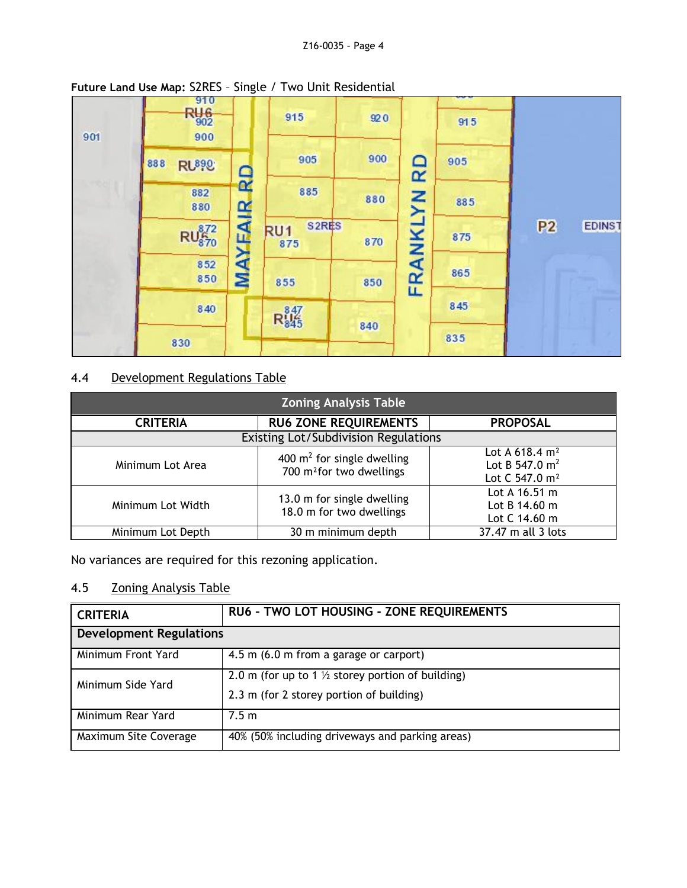**Future Land Use Map:** S2RES – Single / Two Unit Residential

## 4.4 Development Regulations Table

| Zoning Analysis Table | | |
|---|---|---|
| **CRITERIA** | **RU6 ZONE REQUIREMENTS** | **PROPOSAL** |
| Existing Lot/Subdivision Regulations | | |
| Minimum Lot Area | 400 $m^2$ for single dwelling<br>700 $m^2$ for two dwellings | Lot A 618.4 $m^2$<br>Lot B 547.0 $m^2$<br>Lot C 547.0 $m^2$ |
| Minimum Lot Width | 13.0 m for single dwelling<br>18.0 m for two dwellings | Lot A 16.51 m<br>Lot B 14.60 m<br>Lot C 14.60 m |
| Minimum Lot Depth | 30 m minimum depth | 37.47 m all 3 lots |

No variances are required for this rezoning application.

## 4.5 Zoning Analysis Table

| CRITERIA | RU6 – TWO LOT HOUSING - ZONE REQUIREMENTS |
|---|---|
| **Development Regulations** | |
| Minimum Front Yard | 4.5 m (6.0 m from a garage or carport) |
| Minimum Side Yard | 2.0 m (for up to 1 ½ storey portion of building)<br>2.3 m (for 2 storey portion of building) |
| Minimum Rear Yard | 7.5 m |
| Maximum Site Coverage | 40% (50% including driveways and parking areas) |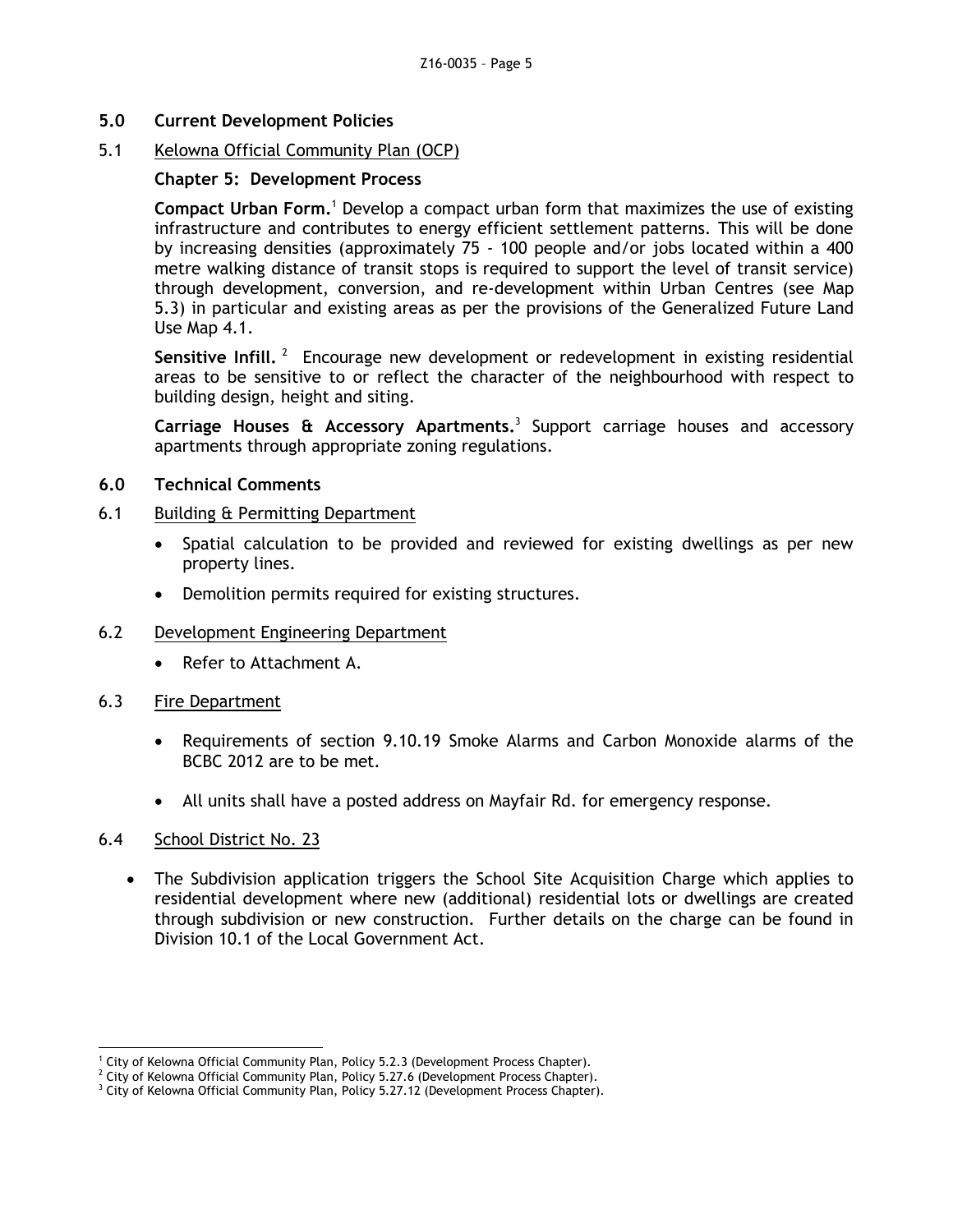## 5.0 Current Development Policies

### 5.1 Kelowna Official Community Plan (OCP)

#### Chapter 5: Development Process

**Compact Urban Form.**[1] Develop a compact urban form that maximizes the use of existing infrastructure and contributes to energy efficient settlement patterns. This will be done by increasing densities (approximately 75 - 100 people and/or jobs located within a 400 metre walking distance of transit stops is required to support the level of transit service) through development, conversion, and re-development within Urban Centres (see Map 5.3) in particular and existing areas as per the provisions of the Generalized Future Land Use Map 4.1.

**Sensitive Infill.**[2] Encourage new development or redevelopment in existing residential areas to be sensitive to or reflect the character of the neighbourhood with respect to building design, height and siting.

**Carriage Houses & Accessory Apartments.**[3] Support carriage houses and accessory apartments through appropriate zoning regulations.

## 6.0 Technical Comments

### 6.1 Building & Permitting Department

- Spatial calculation to be provided and reviewed for existing dwellings as per new property lines.
- Demolition permits required for existing structures.

### 6.2 Development Engineering Department

- Refer to Attachment A.

### 6.3 Fire Department

- Requirements of section 9.10.19 Smoke Alarms and Carbon Monoxide alarms of the BCBC 2012 are to be met.
- All units shall have a posted address on Mayfair Rd. for emergency response.

### 6.4 School District No. 23

- The Subdivision application triggers the School Site Acquisition Charge which applies to residential development where new (additional) residential lots or dwellings are created through subdivision or new construction. Further details on the charge can be found in Division 10.1 of the Local Government Act.

---

[1] City of Kelowna Official Community Plan, Policy 5.2.3 (Development Process Chapter).

[2] City of Kelowna Official Community Plan, Policy 5.27.6 (Development Process Chapter).

[3] City of Kelowna Official Community Plan, Policy 5.27.12 (Development Process Chapter).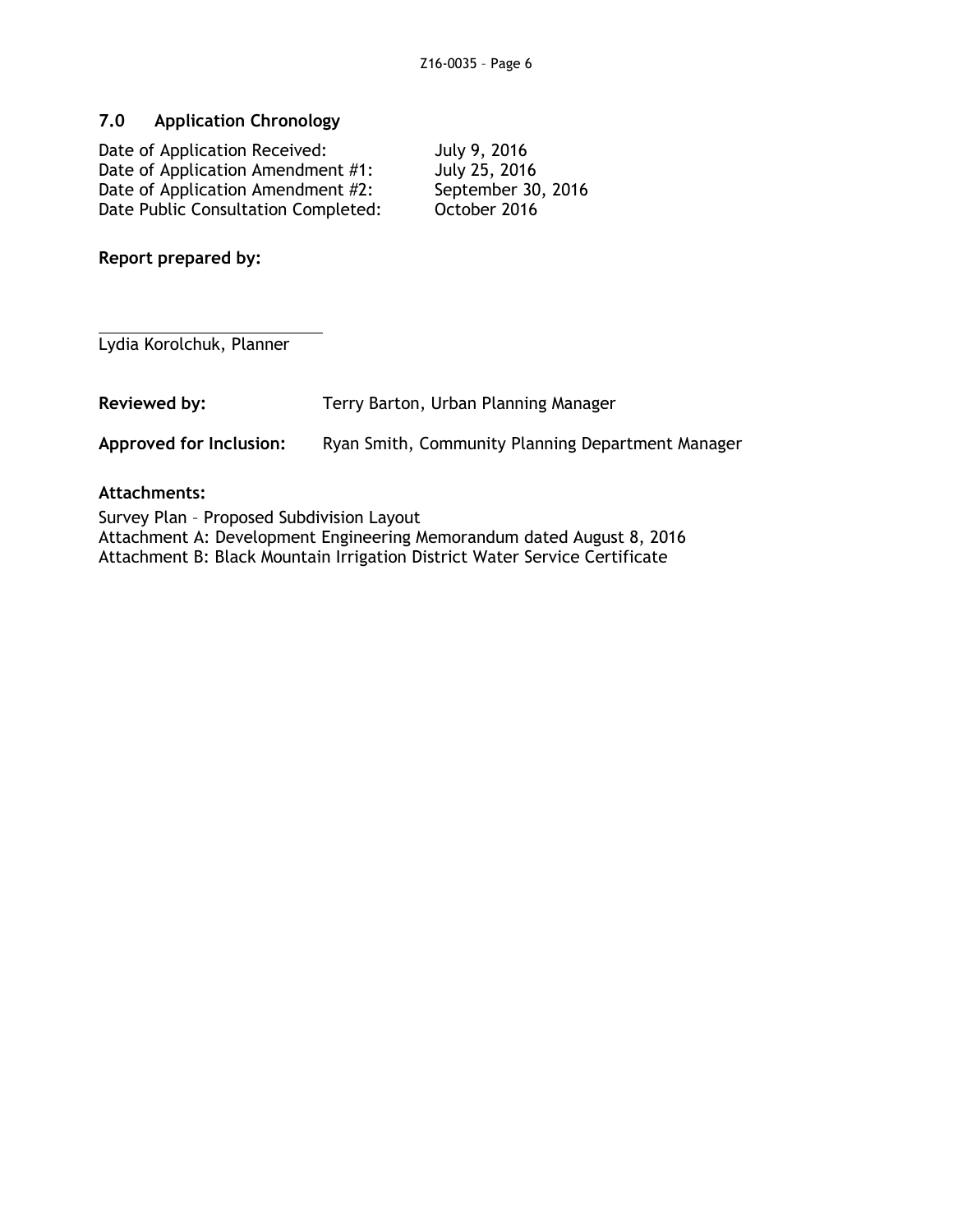## 7.0 Application Chronology

| | |
|---|---|
| Date of Application Received: | July 9, 2016 |
| Date of Application Amendment #1: | July 25, 2016 |
| Date of Application Amendment #2: | September 30, 2016 |
| Date Public Consultation Completed: | October 2016 |

**Report prepared by:**

Lydia Korolchuk, Planner

**Reviewed by:** Terry Barton, Urban Planning Manager

**Approved for Inclusion:** Ryan Smith, Community Planning Department Manager

**Attachments:**

Survey Plan – Proposed Subdivision Layout
Attachment A: Development Engineering Memorandum dated August 8, 2016
Attachment B: Black Mountain Irrigation District Water Service Certificate